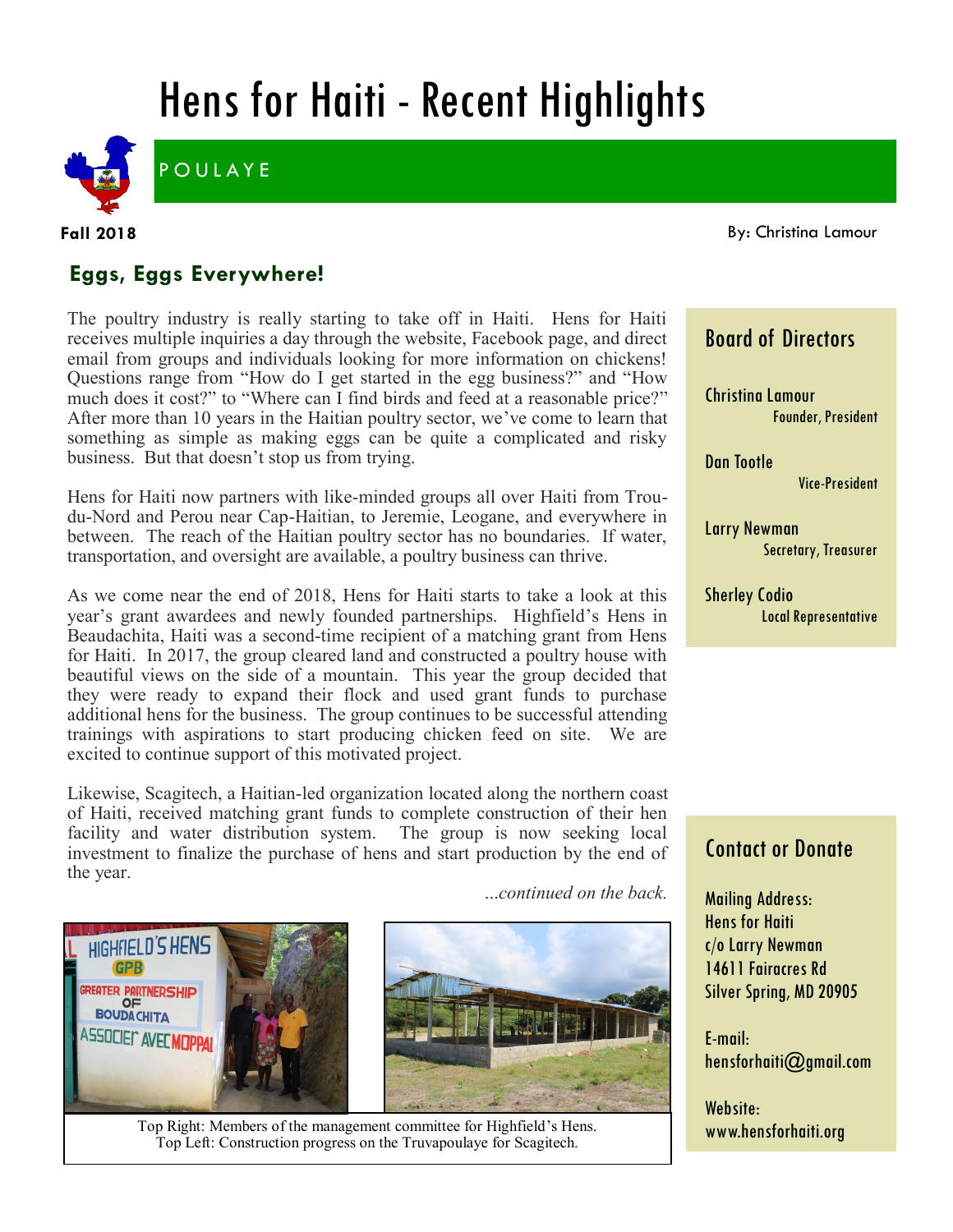# Hens for Haiti - Recent Highlights

POULAYE

**Fall 2018**

By: Christina Lamour

## Eggs, Eggs Everywhere!

The poultry industry is really starting to take off in Haiti. Hens for Haiti receives multiple inquiries a day through the website, Facebook page, and direct email from groups and individuals looking for more information on chickens! Questions range from "How do I get started in the egg business?" and "How much does it cost?" to "Where can I find birds and feed at a reasonable price?" After more than 10 years in the Haitian poultry sector, we've come to learn that something as simple as making eggs can be quite a complicated and risky business. But that doesn't stop us from trying.

Hens for Haiti now partners with like-minded groups all over Haiti from Trou-du-Nord and Perou near Cap-Haitian, to Jeremie, Leogane, and everywhere in between. The reach of the Haitian poultry sector has no boundaries. If water, transportation, and oversight are available, a poultry business can thrive.

As we come near the end of 2018, Hens for Haiti starts to take a look at this year's grant awardees and newly founded partnerships. Highfield's Hens in Beaudachita, Haiti was a second-time recipient of a matching grant from Hens for Haiti. In 2017, the group cleared land and constructed a poultry house with beautiful views on the side of a mountain. This year the group decided that they were ready to expand their flock and used grant funds to purchase additional hens for the business. The group continues to be successful attending trainings with aspirations to start producing chicken feed on site. We are excited to continue support of this motivated project.

Likewise, Scagitech, a Haitian-led organization located along the northern coast of Haiti, received matching grant funds to complete construction of their hen facility and water distribution system. The group is now seeking local investment to finalize the purchase of hens and start production by the end of the year.

*...continued on the back.*

Top Right: Members of the management committee for Highfield's Hens.
Top Left: Construction progress on the Truvapoulaye for Scagitech.

## Board of Directors

**Christina Lamour**
Founder, President

**Dan Tootle**
Vice-President

**Larry Newman**
Secretary, Treasurer

**Sherley Codio**
Local Representative

## Contact or Donate

Mailing Address:
Hens for Haiti
c/o Larry Newman
14611 Fairacres Rd
Silver Spring, MD 20905

E-mail:
hensforhaiti@gmail.com

Website:
www.hensforhaiti.org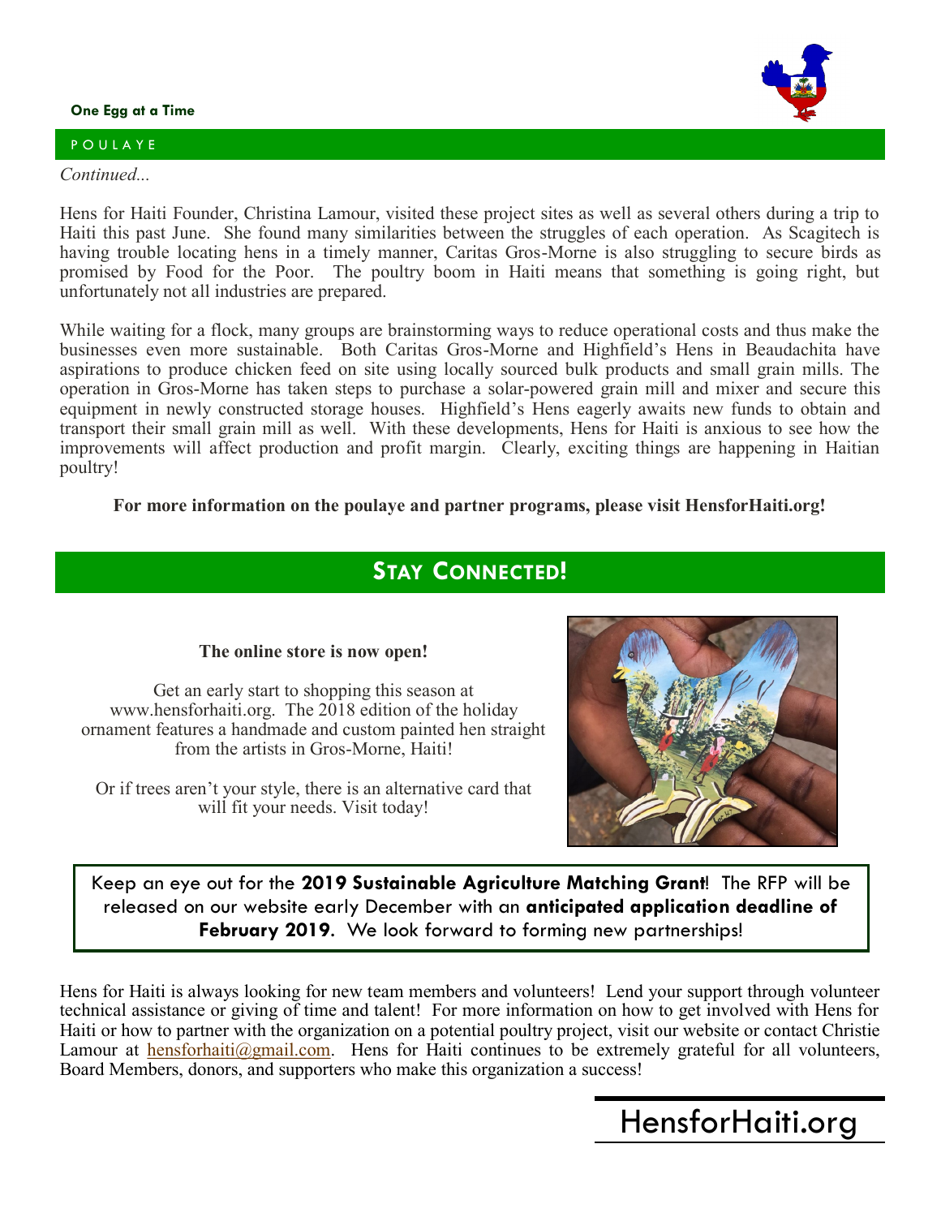## POULAYE

*Continued...*

Hens for Haiti Founder, Christina Lamour, visited these project sites as well as several others during a trip to Haiti this past June. She found many similarities between the struggles of each operation. As Scagitech is having trouble locating hens in a timely manner, Caritas Gros-Morne is also struggling to secure birds as promised by Food for the Poor. The poultry boom in Haiti means that something is going right, but unfortunately not all industries are prepared.

While waiting for a flock, many groups are brainstorming ways to reduce operational costs and thus make the businesses even more sustainable. Both Caritas Gros-Morne and Highfield's Hens in Beaudachita have aspirations to produce chicken feed on site using locally sourced bulk products and small grain mills. The operation in Gros-Morne has taken steps to purchase a solar-powered grain mill and mixer and secure this equipment in newly constructed storage houses. Highfield's Hens eagerly awaits new funds to obtain and transport their small grain mill as well. With these developments, Hens for Haiti is anxious to see how the improvements will affect production and profit margin. Clearly, exciting things are happening in Haitian poultry!

**For more information on the poulaye and partner programs, please visit HensforHaiti.org!**

## STAY CONNECTED!

**The online store is now open!**

Get an early start to shopping this season at www.hensforhaiti.org. The 2018 edition of the holiday ornament features a handmade and custom painted hen straight from the artists in Gros-Morne, Haiti!

Or if trees aren't your style, there is an alternative card that will fit your needs. Visit today!

Keep an eye out for the **2019 Sustainable Agriculture Matching Grant**! The RFP will be released on our website early December with an **anticipated application deadline of February 2019.** We look forward to forming new partnerships!

Hens for Haiti is always looking for new team members and volunteers! Lend your support through volunteer technical assistance or giving of time and talent! For more information on how to get involved with Hens for Haiti or how to partner with the organization on a potential poultry project, visit our website or contact Christie Lamour at hensforhaiti@gmail.com. Hens for Haiti continues to be extremely grateful for all volunteers, Board Members, donors, and supporters who make this organization a success!

HensforHaiti.org